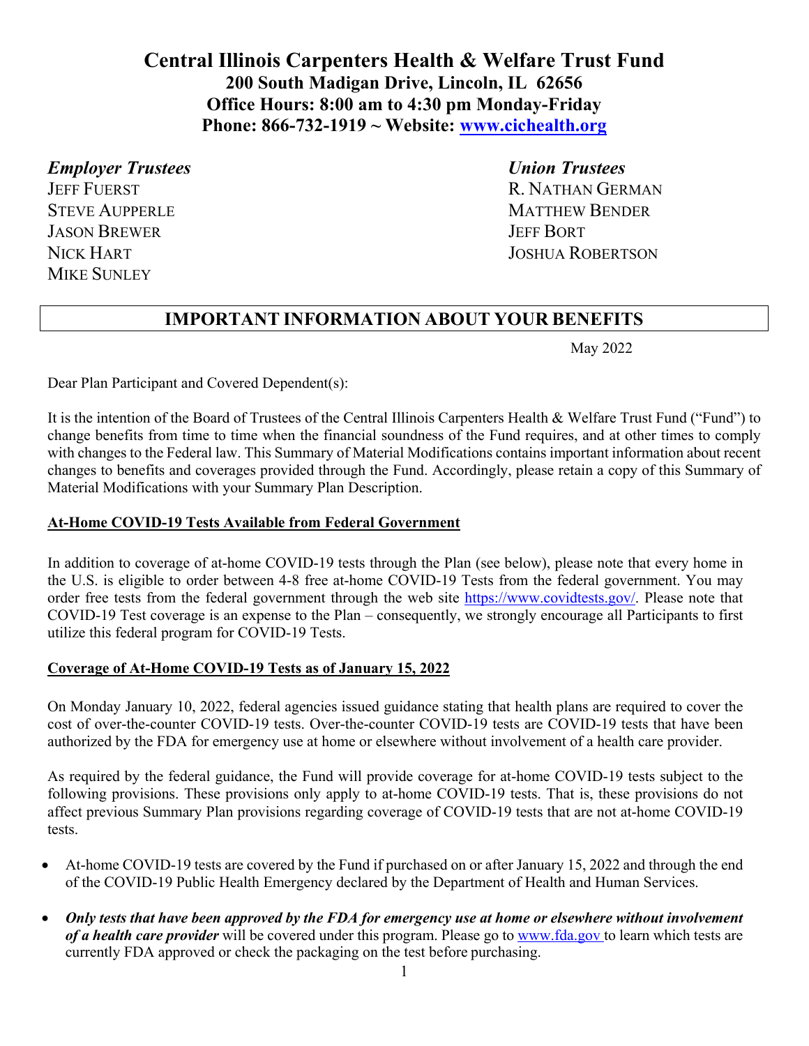# Central Illinois Carpenters Health & Welfare Trust Fund

**200 South Madigan Drive, Lincoln, IL 62656**
**Office Hours: 8:00 am to 4:30 pm Monday-Friday**
**Phone: 866-732-1919 ~ Website: [www.cichealth.org](http://www.cichealth.org)**

***Employer Trustees***
JEFF FUERST
STEVE AUPPERLE
JASON BREWER
NICK HART
MIKE SUNLEY

***Union Trustees***
R. NATHAN GERMAN
MATTHEW BENDER
JEFF BORT
JOSHUA ROBERTSON

## IMPORTANT INFORMATION ABOUT YOUR BENEFITS

May 2022

Dear Plan Participant and Covered Dependent(s):

It is the intention of the Board of Trustees of the Central Illinois Carpenters Health & Welfare Trust Fund ("Fund") to change benefits from time to time when the financial soundness of the Fund requires, and at other times to comply with changes to the Federal law. This Summary of Material Modifications contains important information about recent changes to benefits and coverages provided through the Fund. Accordingly, please retain a copy of this Summary of Material Modifications with your Summary Plan Description.

**At-Home COVID-19 Tests Available from Federal Government**

In addition to coverage of at-home COVID-19 tests through the Plan (see below), please note that every home in the U.S. is eligible to order between 4-8 free at-home COVID-19 Tests from the federal government. You may order free tests from the federal government through the web site [https://www.covidtests.gov/](https://www.covidtests.gov/). Please note that COVID-19 Test coverage is an expense to the Plan – consequently, we strongly encourage all Participants to first utilize this federal program for COVID-19 Tests.

**Coverage of At-Home COVID-19 Tests as of January 15, 2022**

On Monday January 10, 2022, federal agencies issued guidance stating that health plans are required to cover the cost of over-the-counter COVID-19 tests. Over-the-counter COVID-19 tests are COVID-19 tests that have been authorized by the FDA for emergency use at home or elsewhere without involvement of a health care provider.

As required by the federal guidance, the Fund will provide coverage for at-home COVID-19 tests subject to the following provisions. These provisions only apply to at-home COVID-19 tests. That is, these provisions do not affect previous Summary Plan provisions regarding coverage of COVID-19 tests that are not at-home COVID-19 tests.

- At-home COVID-19 tests are covered by the Fund if purchased on or after January 15, 2022 and through the end of the COVID-19 Public Health Emergency declared by the Department of Health and Human Services.
- ***Only tests that have been approved by the FDA for emergency use at home or elsewhere without involvement of a health care provider*** will be covered under this program. Please go to [www.fda.gov](http://www.fda.gov) to learn which tests are currently FDA approved or check the packaging on the test before purchasing.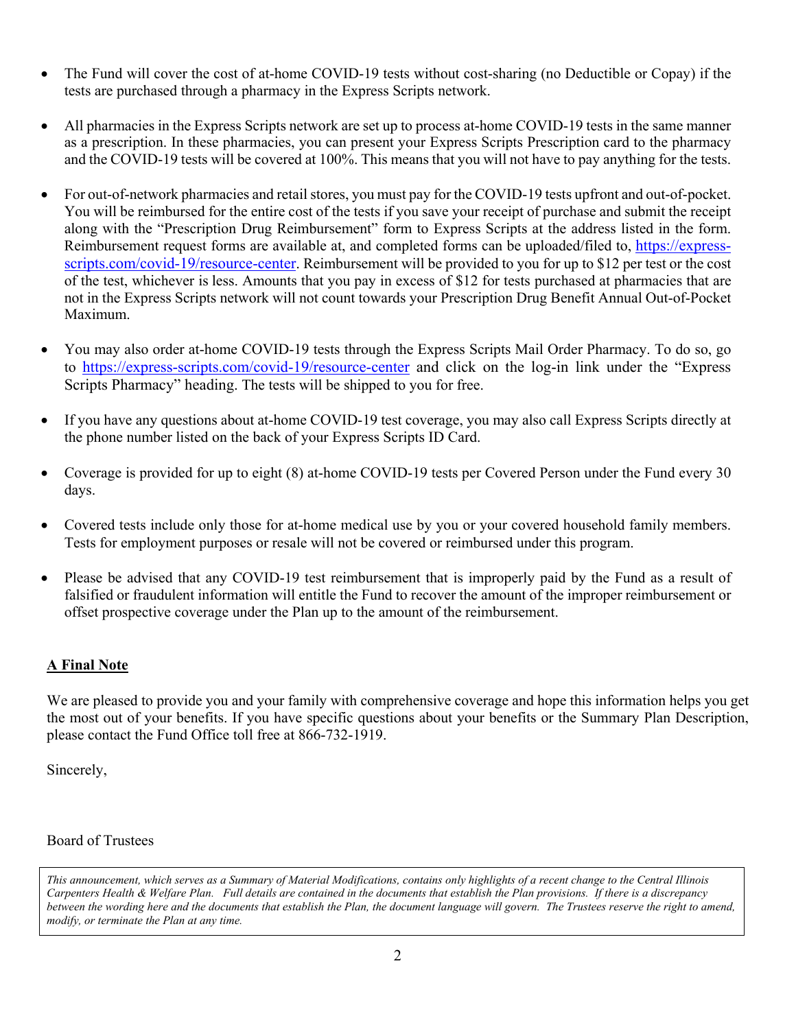- The Fund will cover the cost of at-home COVID-19 tests without cost-sharing (no Deductible or Copay) if the tests are purchased through a pharmacy in the Express Scripts network.

- All pharmacies in the Express Scripts network are set up to process at-home COVID-19 tests in the same manner as a prescription. In these pharmacies, you can present your Express Scripts Prescription card to the pharmacy and the COVID-19 tests will be covered at 100%. This means that you will not have to pay anything for the tests.

- For out-of-network pharmacies and retail stores, you must pay for the COVID-19 tests upfront and out-of-pocket. You will be reimbursed for the entire cost of the tests if you save your receipt of purchase and submit the receipt along with the "Prescription Drug Reimbursement" form to Express Scripts at the address listed in the form. Reimbursement request forms are available at, and completed forms can be uploaded/filed to, https://express-scripts.com/covid-19/resource-center. Reimbursement will be provided to you for up to $12 per test or the cost of the test, whichever is less. Amounts that you pay in excess of $12 for tests purchased at pharmacies that are not in the Express Scripts network will not count towards your Prescription Drug Benefit Annual Out-of-Pocket Maximum.

- You may also order at-home COVID-19 tests through the Express Scripts Mail Order Pharmacy. To do so, go to https://express-scripts.com/covid-19/resource-center and click on the log-in link under the "Express Scripts Pharmacy" heading. The tests will be shipped to you for free.

- If you have any questions about at-home COVID-19 test coverage, you may also call Express Scripts directly at the phone number listed on the back of your Express Scripts ID Card.

- Coverage is provided for up to eight (8) at-home COVID-19 tests per Covered Person under the Fund every 30 days.

- Covered tests include only those for at-home medical use by you or your covered household family members. Tests for employment purposes or resale will not be covered or reimbursed under this program.

- Please be advised that any COVID-19 test reimbursement that is improperly paid by the Fund as a result of falsified or fraudulent information will entitle the Fund to recover the amount of the improper reimbursement or offset prospective coverage under the Plan up to the amount of the reimbursement.

## A Final Note

We are pleased to provide you and your family with comprehensive coverage and hope this information helps you get the most out of your benefits. If you have specific questions about your benefits or the Summary Plan Description, please contact the Fund Office toll free at 866-732-1919.

Sincerely,

Board of Trustees

*This announcement, which serves as a Summary of Material Modifications, contains only highlights of a recent change to the Central Illinois Carpenters Health & Welfare Plan. Full details are contained in the documents that establish the Plan provisions. If there is a discrepancy between the wording here and the documents that establish the Plan, the document language will govern. The Trustees reserve the right to amend, modify, or terminate the Plan at any time.*